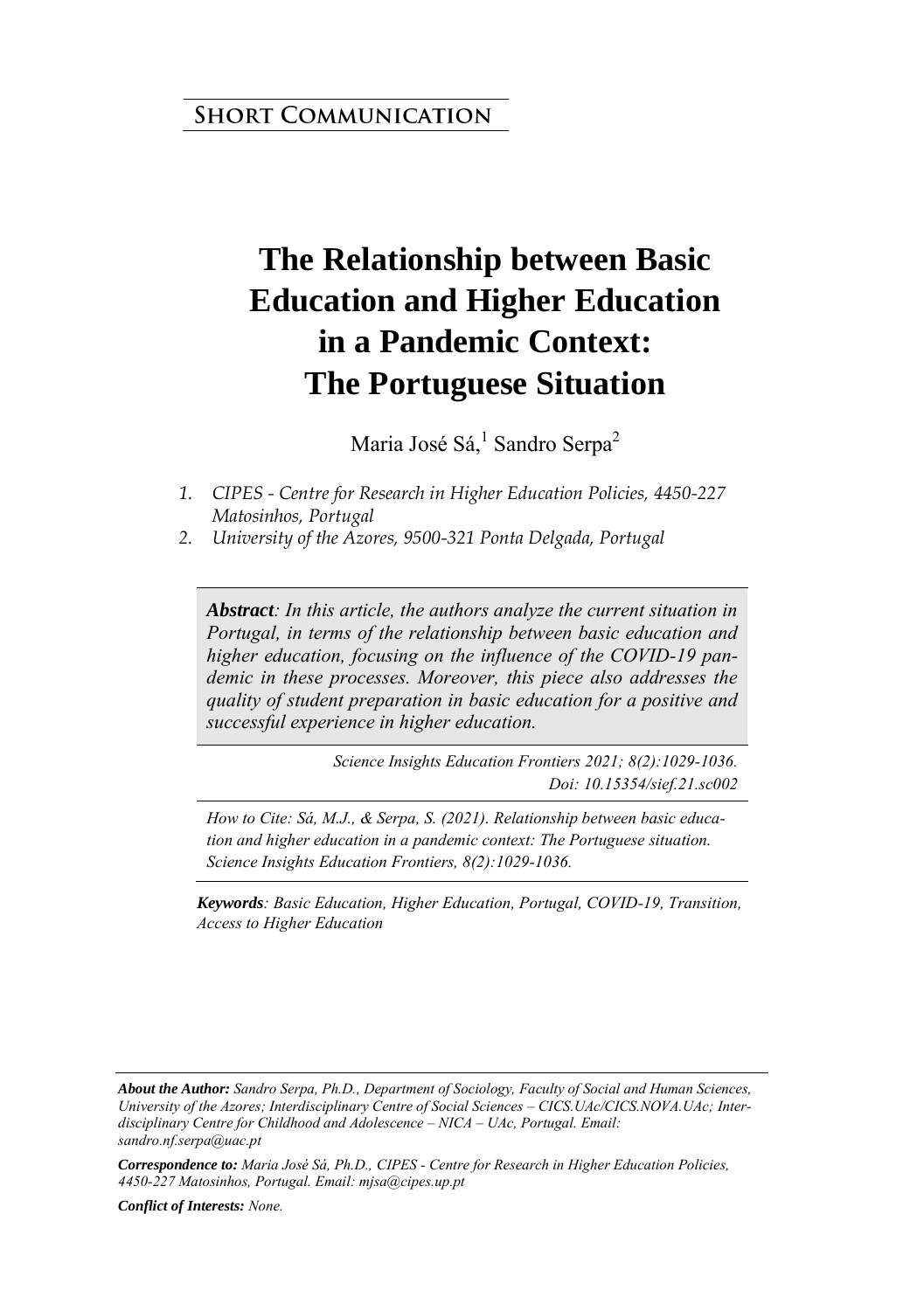**Short Communication**

# The Relationship between Basic Education and Higher Education in a Pandemic Context: The Portuguese Situation

Maria José Sá,[1] Sandro Serpa[2]

1. *CIPES - Centre for Research in Higher Education Policies, 4450-227 Matosinhos, Portugal*
2. *University of the Azores, 9500-321 Ponta Delgada, Portugal*

***Abstract**: In this article, the authors analyze the current situation in Portugal, in terms of the relationship between basic education and higher education, focusing on the influence of the COVID-19 pandemic in these processes. Moreover, this piece also addresses the quality of student preparation in basic education for a positive and successful experience in higher education.*

*Science Insights Education Frontiers 2021; 8(2):1029-1036.*
*Doi: 10.15354/sief.21.sc002*

*How to Cite: Sá, M.J., & Serpa, S. (2021). Relationship between basic education and higher education in a pandemic context: The Portuguese situation. Science Insights Education Frontiers, 8(2):1029-1036.*

***Keywords**: Basic Education, Higher Education, Portugal, COVID-19, Transition, Access to Higher Education*

***About the Author:** Sandro Serpa, Ph.D., Department of Sociology, Faculty of Social and Human Sciences, University of the Azores; Interdisciplinary Centre of Social Sciences – CICS.UAc/CICS.NOVA.UAc; Interdisciplinary Centre for Childhood and Adolescence – NICA – UAc, Portugal. Email: sandro.nf.serpa@uac.pt*

***Correspondence to:** Maria José Sá, Ph.D., CIPES - Centre for Research in Higher Education Policies, 4450-227 Matosinhos, Portugal. Email: mjsa@cipes.up.pt*

***Conflict of Interests:** None.*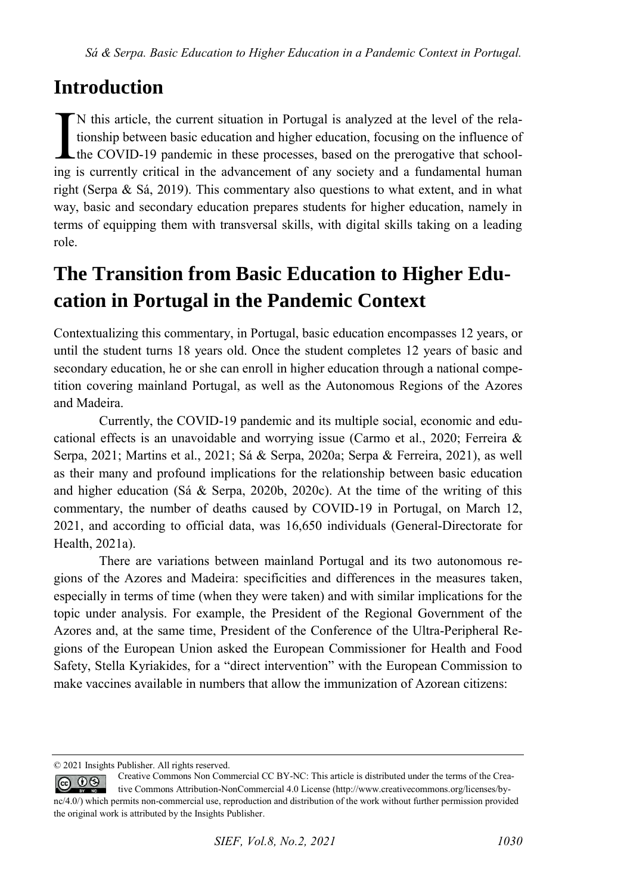## Introduction

IN this article, the current situation in Portugal is analyzed at the level of the relationship between basic education and higher education, focusing on the influence of the COVID-19 pandemic in these processes, based on the prerogative that schooling is currently critical in the advancement of any society and a fundamental human right (Serpa & Sá, 2019). This commentary also questions to what extent, and in what way, basic and secondary education prepares students for higher education, namely in terms of equipping them with transversal skills, with digital skills taking on a leading role.

## The Transition from Basic Education to Higher Education in Portugal in the Pandemic Context

Contextualizing this commentary, in Portugal, basic education encompasses 12 years, or until the student turns 18 years old. Once the student completes 12 years of basic and secondary education, he or she can enroll in higher education through a national competition covering mainland Portugal, as well as the Autonomous Regions of the Azores and Madeira.

Currently, the COVID-19 pandemic and its multiple social, economic and educational effects is an unavoidable and worrying issue (Carmo et al., 2020; Ferreira & Serpa, 2021; Martins et al., 2021; Sá & Serpa, 2020a; Serpa & Ferreira, 2021), as well as their many and profound implications for the relationship between basic education and higher education (Sá & Serpa, 2020b, 2020c). At the time of the writing of this commentary, the number of deaths caused by COVID-19 in Portugal, on March 12, 2021, and according to official data, was 16,650 individuals (General-Directorate for Health, 2021a).

There are variations between mainland Portugal and its two autonomous regions of the Azores and Madeira: specificities and differences in the measures taken, especially in terms of time (when they were taken) and with similar implications for the topic under analysis. For example, the President of the Regional Government of the Azores and, at the same time, President of the Conference of the Ultra-Peripheral Regions of the European Union asked the European Commissioner for Health and Food Safety, Stella Kyriakides, for a "direct intervention" with the European Commission to make vaccines available in numbers that allow the immunization of Azorean citizens:

© 2021 Insights Publisher. All rights reserved.

Creative Commons Non Commercial CC BY-NC: This article is distributed under the terms of the Creative Commons Attribution-NonCommercial 4.0 License (http://www.creativecommons.org/licenses/by-nc/4.0/) which permits non-commercial use, reproduction and distribution of the work without further permission provided the original work is attributed by the Insights Publisher.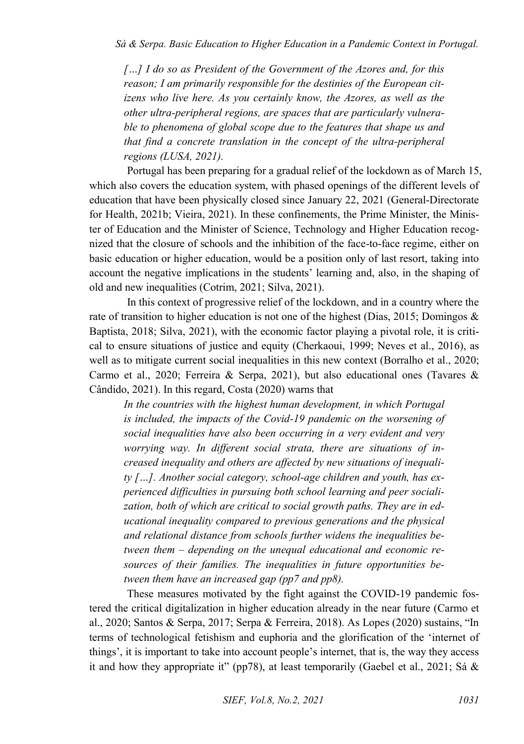*[…] I do so as President of the Government of the Azores and, for this reason; I am primarily responsible for the destinies of the European citizens who live here. As you certainly know, the Azores, as well as the other ultra-peripheral regions, are spaces that are particularly vulnerable to phenomena of global scope due to the features that shape us and that find a concrete translation in the concept of the ultra-peripheral regions (LUSA, 2021).*

Portugal has been preparing for a gradual relief of the lockdown as of March 15, which also covers the education system, with phased openings of the different levels of education that have been physically closed since January 22, 2021 (General-Directorate for Health, 2021b; Vieira, 2021). In these confinements, the Prime Minister, the Minister of Education and the Minister of Science, Technology and Higher Education recognized that the closure of schools and the inhibition of the face-to-face regime, either on basic education or higher education, would be a position only of last resort, taking into account the negative implications in the students' learning and, also, in the shaping of old and new inequalities (Cotrim, 2021; Silva, 2021).

In this context of progressive relief of the lockdown, and in a country where the rate of transition to higher education is not one of the highest (Dias, 2015; Domingos & Baptista, 2018; Silva, 2021), with the economic factor playing a pivotal role, it is critical to ensure situations of justice and equity (Cherkaoui, 1999; Neves et al., 2016), as well as to mitigate current social inequalities in this new context (Borralho et al., 2020; Carmo et al., 2020; Ferreira & Serpa, 2021), but also educational ones (Tavares & Cândido, 2021). In this regard, Costa (2020) warns that

*In the countries with the highest human development, in which Portugal is included, the impacts of the Covid-19 pandemic on the worsening of social inequalities have also been occurring in a very evident and very worrying way. In different social strata, there are situations of increased inequality and others are affected by new situations of inequality […]. Another social category, school-age children and youth, has experienced difficulties in pursuing both school learning and peer socialization, both of which are critical to social growth paths. They are in educational inequality compared to previous generations and the physical and relational distance from schools further widens the inequalities between them – depending on the unequal educational and economic resources of their families. The inequalities in future opportunities between them have an increased gap (pp7 and pp8).*

These measures motivated by the fight against the COVID-19 pandemic fostered the critical digitalization in higher education already in the near future (Carmo et al., 2020; Santos & Serpa, 2017; Serpa & Ferreira, 2018). As Lopes (2020) sustains, "In terms of technological fetishism and euphoria and the glorification of the 'internet of things', it is important to take into account people's internet, that is, the way they access it and how they appropriate it" (pp78), at least temporarily (Gaebel et al., 2021; Sá &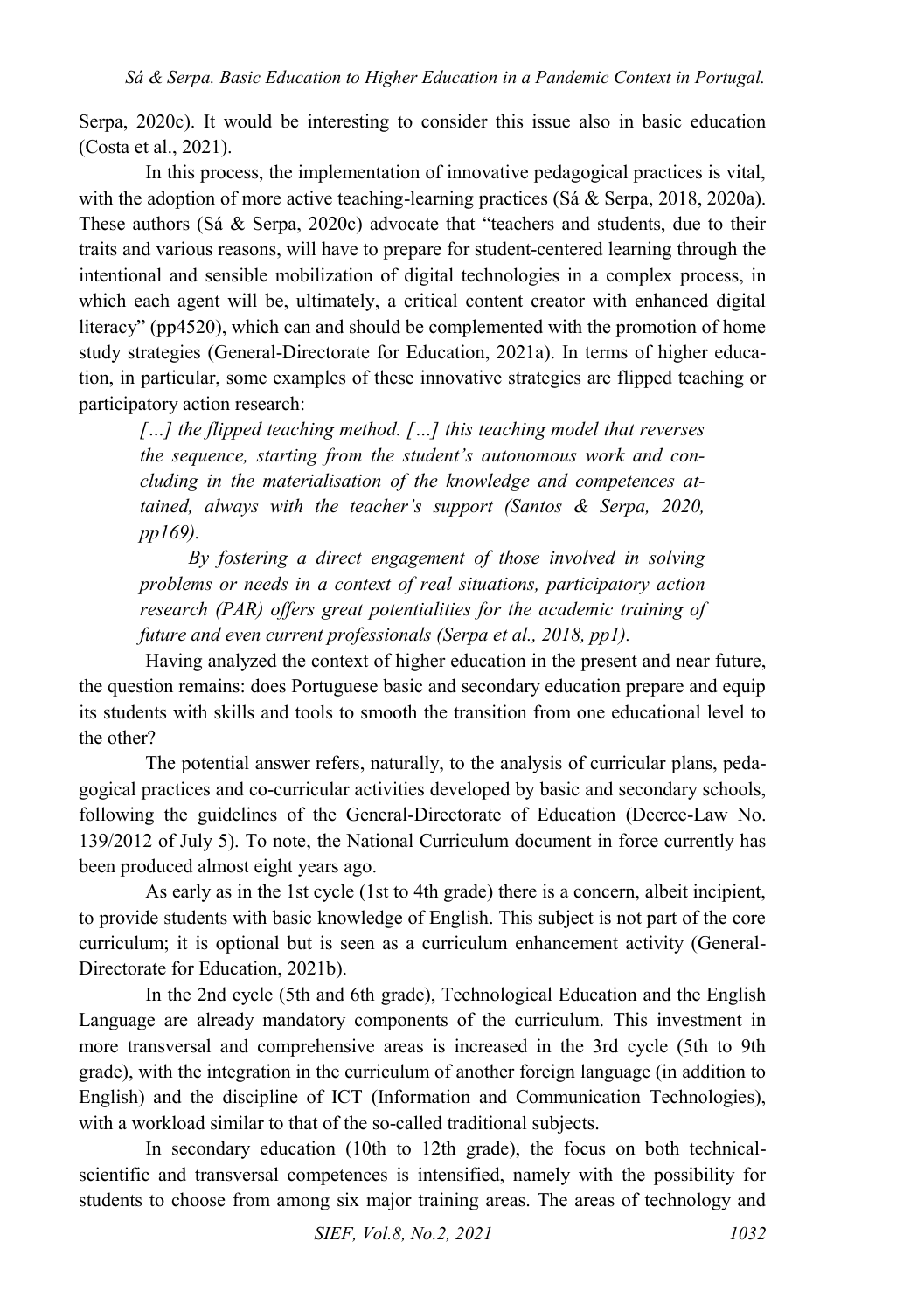Serpa, 2020c). It would be interesting to consider this issue also in basic education (Costa et al., 2021).

In this process, the implementation of innovative pedagogical practices is vital, with the adoption of more active teaching-learning practices (Sá & Serpa, 2018, 2020a). These authors (Sá & Serpa, 2020c) advocate that "teachers and students, due to their traits and various reasons, will have to prepare for student-centered learning through the intentional and sensible mobilization of digital technologies in a complex process, in which each agent will be, ultimately, a critical content creator with enhanced digital literacy" (pp4520), which can and should be complemented with the promotion of home study strategies (General-Directorate for Education, 2021a). In terms of higher education, in particular, some examples of these innovative strategies are flipped teaching or participatory action research:

> *[…] the flipped teaching method. […] this teaching model that reverses the sequence, starting from the student's autonomous work and concluding in the materialisation of the knowledge and competences attained, always with the teacher's support (Santos & Serpa, 2020, pp169).*
>
> *By fostering a direct engagement of those involved in solving problems or needs in a context of real situations, participatory action research (PAR) offers great potentialities for the academic training of future and even current professionals (Serpa et al., 2018, pp1).*

Having analyzed the context of higher education in the present and near future, the question remains: does Portuguese basic and secondary education prepare and equip its students with skills and tools to smooth the transition from one educational level to the other?

The potential answer refers, naturally, to the analysis of curricular plans, pedagogical practices and co-curricular activities developed by basic and secondary schools, following the guidelines of the General-Directorate of Education (Decree-Law No. 139/2012 of July 5). To note, the National Curriculum document in force currently has been produced almost eight years ago.

As early as in the 1st cycle (1st to 4th grade) there is a concern, albeit incipient, to provide students with basic knowledge of English. This subject is not part of the core curriculum; it is optional but is seen as a curriculum enhancement activity (General-Directorate for Education, 2021b).

In the 2nd cycle (5th and 6th grade), Technological Education and the English Language are already mandatory components of the curriculum. This investment in more transversal and comprehensive areas is increased in the 3rd cycle (5th to 9th grade), with the integration in the curriculum of another foreign language (in addition to English) and the discipline of ICT (Information and Communication Technologies), with a workload similar to that of the so-called traditional subjects.

In secondary education (10th to 12th grade), the focus on both technical-scientific and transversal competences is intensified, namely with the possibility for students to choose from among six major training areas. The areas of technology and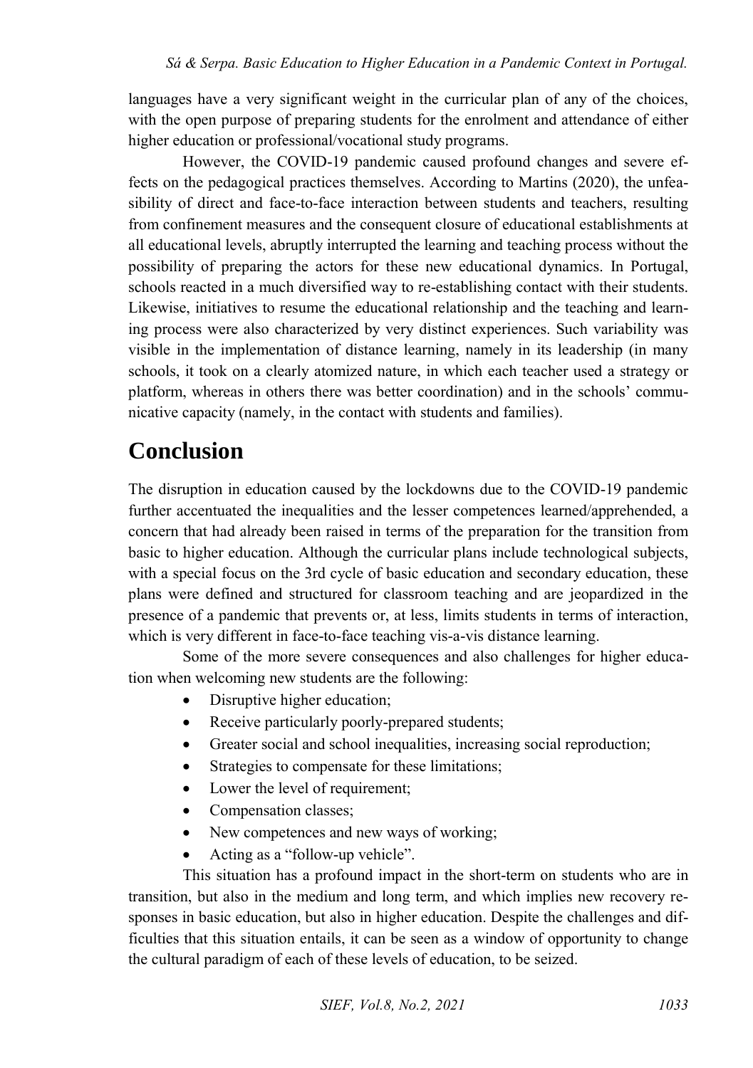languages have a very significant weight in the curricular plan of any of the choices, with the open purpose of preparing students for the enrolment and attendance of either higher education or professional/vocational study programs.

However, the COVID-19 pandemic caused profound changes and severe effects on the pedagogical practices themselves. According to Martins (2020), the unfeasibility of direct and face-to-face interaction between students and teachers, resulting from confinement measures and the consequent closure of educational establishments at all educational levels, abruptly interrupted the learning and teaching process without the possibility of preparing the actors for these new educational dynamics. In Portugal, schools reacted in a much diversified way to re-establishing contact with their students. Likewise, initiatives to resume the educational relationship and the teaching and learning process were also characterized by very distinct experiences. Such variability was visible in the implementation of distance learning, namely in its leadership (in many schools, it took on a clearly atomized nature, in which each teacher used a strategy or platform, whereas in others there was better coordination) and in the schools' communicative capacity (namely, in the contact with students and families).

# Conclusion

The disruption in education caused by the lockdowns due to the COVID-19 pandemic further accentuated the inequalities and the lesser competences learned/apprehended, a concern that had already been raised in terms of the preparation for the transition from basic to higher education. Although the curricular plans include technological subjects, with a special focus on the 3rd cycle of basic education and secondary education, these plans were defined and structured for classroom teaching and are jeopardized in the presence of a pandemic that prevents or, at less, limits students in terms of interaction, which is very different in face-to-face teaching vis-a-vis distance learning.

Some of the more severe consequences and also challenges for higher education when welcoming new students are the following:

- Disruptive higher education;
- Receive particularly poorly-prepared students;
- Greater social and school inequalities, increasing social reproduction;
- Strategies to compensate for these limitations;
- Lower the level of requirement;
- Compensation classes;
- New competences and new ways of working;
- Acting as a "follow-up vehicle".

This situation has a profound impact in the short-term on students who are in transition, but also in the medium and long term, and which implies new recovery responses in basic education, but also in higher education. Despite the challenges and difficulties that this situation entails, it can be seen as a window of opportunity to change the cultural paradigm of each of these levels of education, to be seized.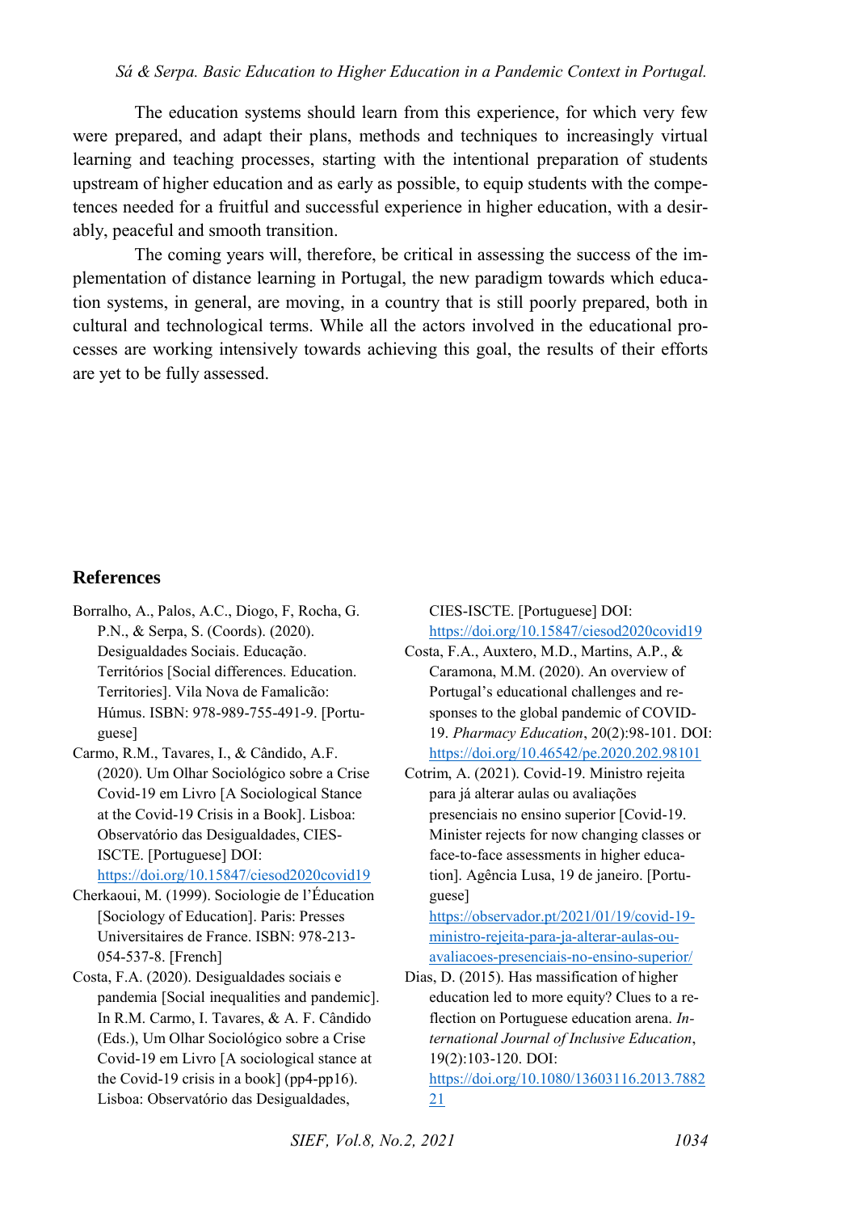The education systems should learn from this experience, for which very few were prepared, and adapt their plans, methods and techniques to increasingly virtual learning and teaching processes, starting with the intentional preparation of students upstream of higher education and as early as possible, to equip students with the competences needed for a fruitful and successful experience in higher education, with a desirably, peaceful and smooth transition.

The coming years will, therefore, be critical in assessing the success of the implementation of distance learning in Portugal, the new paradigm towards which education systems, in general, are moving, in a country that is still poorly prepared, both in cultural and technological terms. While all the actors involved in the educational processes are working intensively towards achieving this goal, the results of their efforts are yet to be fully assessed.

## References

Borralho, A., Palos, A.C., Diogo, F, Rocha, G. P.N., & Serpa, S. (Coords). (2020). Desigualdades Sociais. Educação. Territórios [Social differences. Education. Territories]. Vila Nova de Famalicão: Húmus. ISBN: 978-989-755-491-9. [Portuguese]

Carmo, R.M., Tavares, I., & Cândido, A.F. (2020). Um Olhar Sociológico sobre a Crise Covid-19 em Livro [A Sociological Stance at the Covid-19 Crisis in a Book]. Lisboa: Observatório das Desigualdades, CIES-ISCTE. [Portuguese] DOI: https://doi.org/10.15847/ciesod2020covid19

Cherkaoui, M. (1999). Sociologie de l'Éducation [Sociology of Education]. Paris: Presses Universitaires de France. ISBN: 978-213-054-537-8. [French]

Costa, F.A. (2020). Desigualdades sociais e pandemia [Social inequalities and pandemic]. In R.M. Carmo, I. Tavares, & A. F. Cândido (Eds.), Um Olhar Sociológico sobre a Crise Covid-19 em Livro [A sociological stance at the Covid-19 crisis in a book] (pp4-pp16). Lisboa: Observatório das Desigualdades, CIES-ISCTE. [Portuguese] DOI: https://doi.org/10.15847/ciesod2020covid19

Costa, F.A., Auxtero, M.D., Martins, A.P., & Caramona, M.M. (2020). An overview of Portugal's educational challenges and responses to the global pandemic of COVID-19. *Pharmacy Education*, 20(2):98-101. DOI: https://doi.org/10.46542/pe.2020.202.98101

Cotrim, A. (2021). Covid-19. Ministro rejeita para já alterar aulas ou avaliações presenciais no ensino superior [Covid-19. Minister rejects for now changing classes or face-to-face assessments in higher education]. Agência Lusa, 19 de janeiro. [Portuguese] https://observador.pt/2021/01/19/covid-19-ministro-rejeita-para-ja-alterar-aulas-ou-avaliacoes-presenciais-no-ensino-superior/

Dias, D. (2015). Has massification of higher education led to more equity? Clues to a reflection on Portuguese education arena. *International Journal of Inclusive Education*, 19(2):103-120. DOI: https://doi.org/10.1080/13603116.2013.788221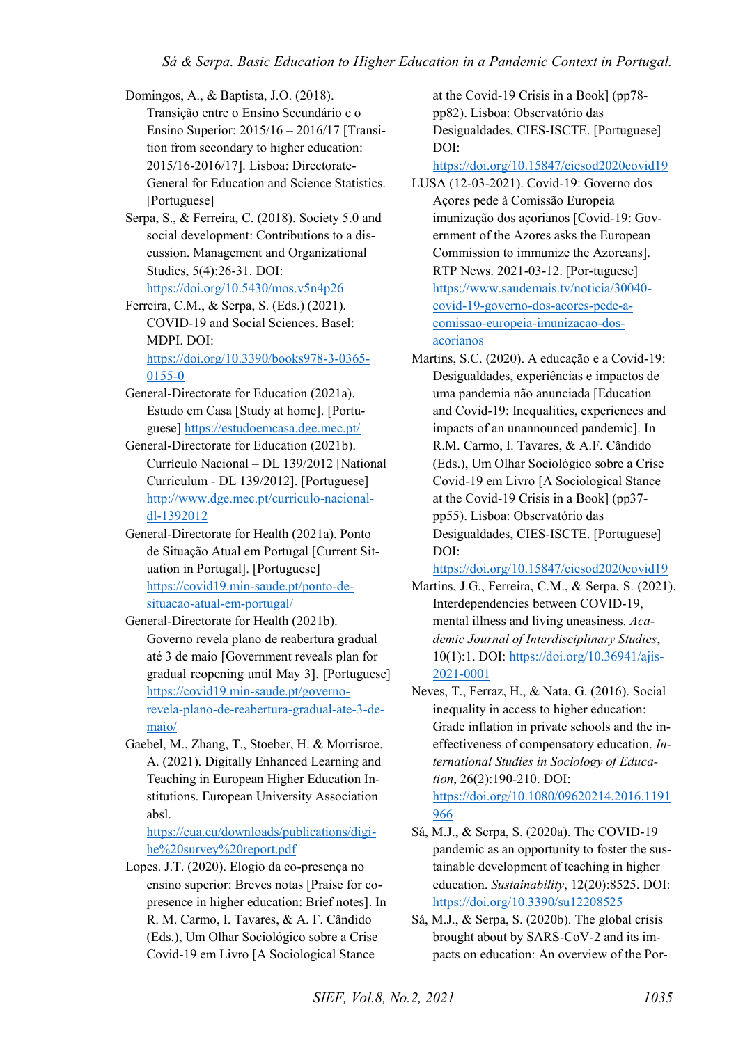Domingos, A., & Baptista, J.O. (2018). Transição entre o Ensino Secundário e o Ensino Superior: 2015/16 – 2016/17 [Transition from secondary to higher education: 2015/16-2016/17]. Lisboa: Directorate-General for Education and Science Statistics. [Portuguese]

Serpa, S., & Ferreira, C. (2018). Society 5.0 and social development: Contributions to a discussion. Management and Organizational Studies, 5(4):26-31. DOI: https://doi.org/10.5430/mos.v5n4p26

Ferreira, C.M., & Serpa, S. (Eds.) (2021). COVID-19 and Social Sciences. Basel: MDPI. DOI: https://doi.org/10.3390/books978-3-0365-0155-0

General-Directorate for Education (2021a). Estudo em Casa [Study at home]. [Portuguese] https://estudoemcasa.dge.mec.pt/

General-Directorate for Education (2021b). Currículo Nacional – DL 139/2012 [National Curriculum - DL 139/2012]. [Portuguese] http://www.dge.mec.pt/curriculo-nacional-dl-1392012

General-Directorate for Health (2021a). Ponto de Situação Atual em Portugal [Current Situation in Portugal]. [Portuguese] https://covid19.min-saude.pt/ponto-de-situacao-atual-em-portugal/

General-Directorate for Health (2021b). Governo revela plano de reabertura gradual até 3 de maio [Government reveals plan for gradual reopening until May 3]. [Portuguese] https://covid19.min-saude.pt/governo-revela-plano-de-reabertura-gradual-ate-3-de-maio/

Gaebel, M., Zhang, T., Stoeber, H. & Morrisroe, A. (2021). Digitally Enhanced Learning and Teaching in European Higher Education Institutions. European University Association absl. https://eua.eu/downloads/publications/digi-he%20survey%20report.pdf

Lopes. J.T. (2020). Elogio da co-presença no ensino superior: Breves notas [Praise for co-presence in higher education: Brief notes]. In R. M. Carmo, I. Tavares, & A. F. Cândido (Eds.), Um Olhar Sociológico sobre a Crise Covid-19 em Livro [A Sociological Stance at the Covid-19 Crisis in a Book] (pp78-pp82). Lisboa: Observatório das Desigualdades, CIES-ISCTE. [Portuguese] DOI: https://doi.org/10.15847/ciesod2020covid19

LUSA (12-03-2021). Covid-19: Governo dos Açores pede à Comissão Europeia imunização dos açorianos [Covid-19: Government of the Azores asks the European Commission to immunize the Azoreans]. RTP News. 2021-03-12. [Por-tuguese] https://www.saudemais.tv/noticia/30040-covid-19-governo-dos-acores-pede-a-comissao-europeia-imunizacao-dos-acorianos

Martins, S.C. (2020). A educação e a Covid-19: Desigualdades, experiências e impactos de uma pandemia não anunciada [Education and Covid-19: Inequalities, experiences and impacts of an unannounced pandemic]. In R.M. Carmo, I. Tavares, & A.F. Cândido (Eds.), Um Olhar Sociológico sobre a Crise Covid-19 em Livro [A Sociological Stance at the Covid-19 Crisis in a Book] (pp37-pp55). Lisboa: Observatório das Desigualdades, CIES-ISCTE. [Portuguese] DOI: https://doi.org/10.15847/ciesod2020covid19

Martins, J.G., Ferreira, C.M., & Serpa, S. (2021). Interdependencies between COVID-19, mental illness and living uneasiness. *Academic Journal of Interdisciplinary Studies*, 10(1):1. DOI: https://doi.org/10.36941/ajis-2021-0001

Neves, T., Ferraz, H., & Nata, G. (2016). Social inequality in access to higher education: Grade inflation in private schools and the ineffectiveness of compensatory education. *International Studies in Sociology of Education*, 26(2):190-210. DOI: https://doi.org/10.1080/09620214.2016.1191966

Sá, M.J., & Serpa, S. (2020a). The COVID-19 pandemic as an opportunity to foster the sustainable development of teaching in higher education. *Sustainability*, 12(20):8525. DOI: https://doi.org/10.3390/su12208525

Sá, M.J., & Serpa, S. (2020b). The global crisis brought about by SARS-CoV-2 and its impacts on education: An overview of the Por-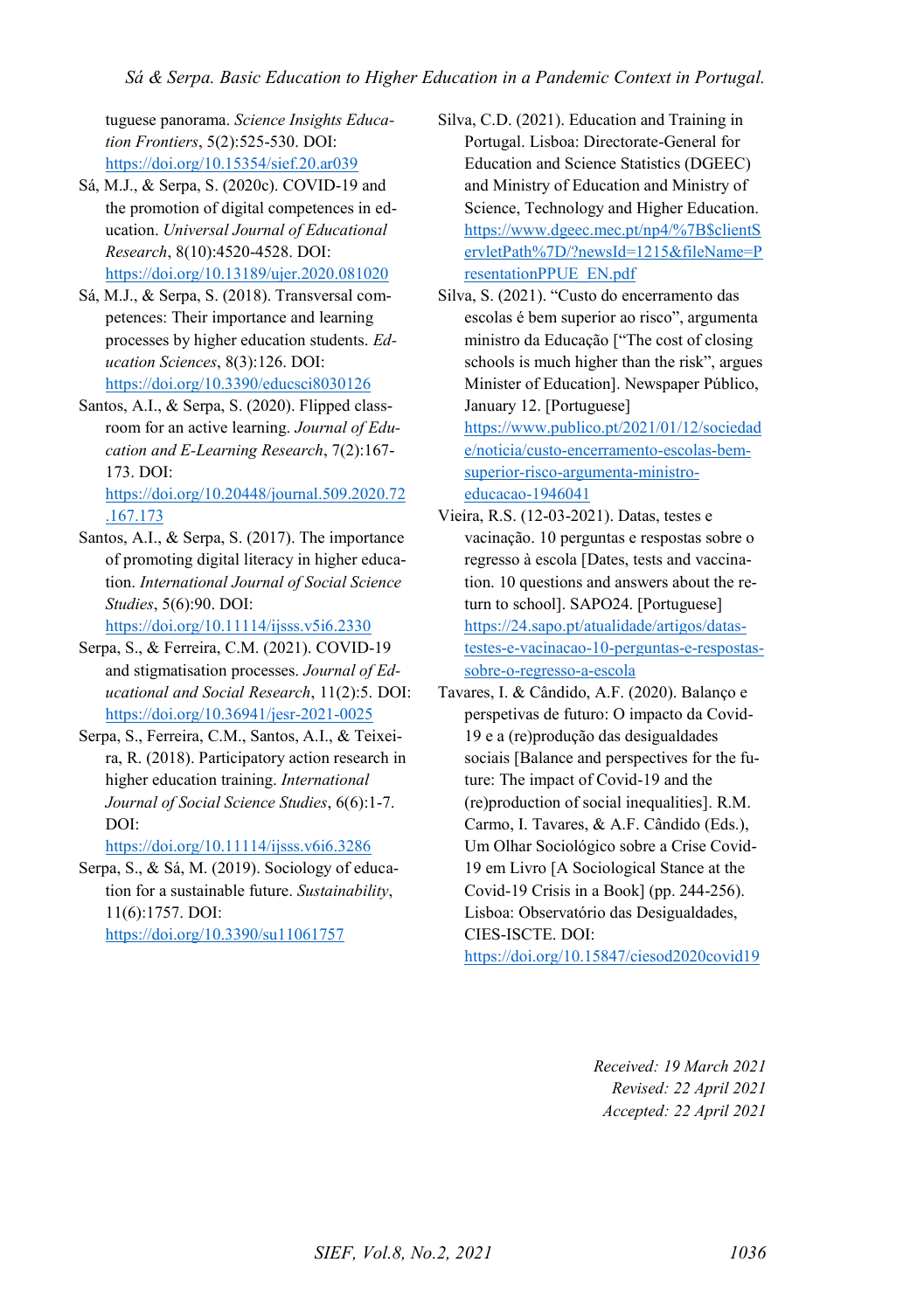tuguese panorama. *Science Insights Education Frontiers*, 5(2):525-530. DOI: https://doi.org/10.15354/sief.20.ar039

Sá, M.J., & Serpa, S. (2020c). COVID-19 and the promotion of digital competences in education. *Universal Journal of Educational Research*, 8(10):4520-4528. DOI: https://doi.org/10.13189/ujer.2020.081020

Sá, M.J., & Serpa, S. (2018). Transversal competences: Their importance and learning processes by higher education students. *Education Sciences*, 8(3):126. DOI: https://doi.org/10.3390/educsci8030126

Santos, A.I., & Serpa, S. (2020). Flipped classroom for an active learning. *Journal of Education and E-Learning Research*, 7(2):167-173. DOI: https://doi.org/10.20448/journal.509.2020.72.167.173

Santos, A.I., & Serpa, S. (2017). The importance of promoting digital literacy in higher education. *International Journal of Social Science Studies*, 5(6):90. DOI: https://doi.org/10.11114/ijsss.v5i6.2330

Serpa, S., & Ferreira, C.M. (2021). COVID-19 and stigmatisation processes. *Journal of Educational and Social Research*, 11(2):5. DOI: https://doi.org/10.36941/jesr-2021-0025

Serpa, S., Ferreira, C.M., Santos, A.I., & Teixeira, R. (2018). Participatory action research in higher education training. *International Journal of Social Science Studies*, 6(6):1-7. DOI: https://doi.org/10.11114/ijsss.v6i6.3286

Serpa, S., & Sá, M. (2019). Sociology of education for a sustainable future. *Sustainability*, 11(6):1757. DOI: https://doi.org/10.3390/su11061757

Silva, C.D. (2021). Education and Training in Portugal. Lisboa: Directorate-General for Education and Science Statistics (DGEEC) and Ministry of Education and Ministry of Science, Technology and Higher Education. https://www.dgeec.mec.pt/np4/%7B$clientServletPath%7D/?newsId=1215&fileName=PresentationPPUE_EN.pdf

Silva, S. (2021). "Custo do encerramento das escolas é bem superior ao risco", argumenta ministro da Educação ["The cost of closing schools is much higher than the risk", argues Minister of Education]. Newspaper Público, January 12. [Portuguese] https://www.publico.pt/2021/01/12/sociedade/noticia/custo-encerramento-escolas-bem-superior-risco-argumenta-ministro-educacao-1946041

Vieira, R.S. (12-03-2021). Datas, testes e vacinação. 10 perguntas e respostas sobre o regresso à escola [Dates, tests and vaccination. 10 questions and answers about the return to school]. SAPO24. [Portuguese] https://24.sapo.pt/atualidade/artigos/datas-testes-e-vacinacao-10-perguntas-e-respostas-sobre-o-regresso-a-escola

Tavares, I. & Cândido, A.F. (2020). Balanço e perspetivas de futuro: O impacto da Covid-19 e a (re)produção das desigualdades sociais [Balance and perspectives for the future: The impact of Covid-19 and the (re)production of social inequalities]. R.M. Carmo, I. Tavares, & A.F. Cândido (Eds.), Um Olhar Sociológico sobre a Crise Covid-19 em Livro [A Sociological Stance at the Covid-19 Crisis in a Book] (pp. 244-256). Lisboa: Observatório das Desigualdades, CIES-ISCTE. DOI: https://doi.org/10.15847/ciesod2020covid19

*Received: 19 March 2021*
*Revised: 22 April 2021*
*Accepted: 22 April 2021*